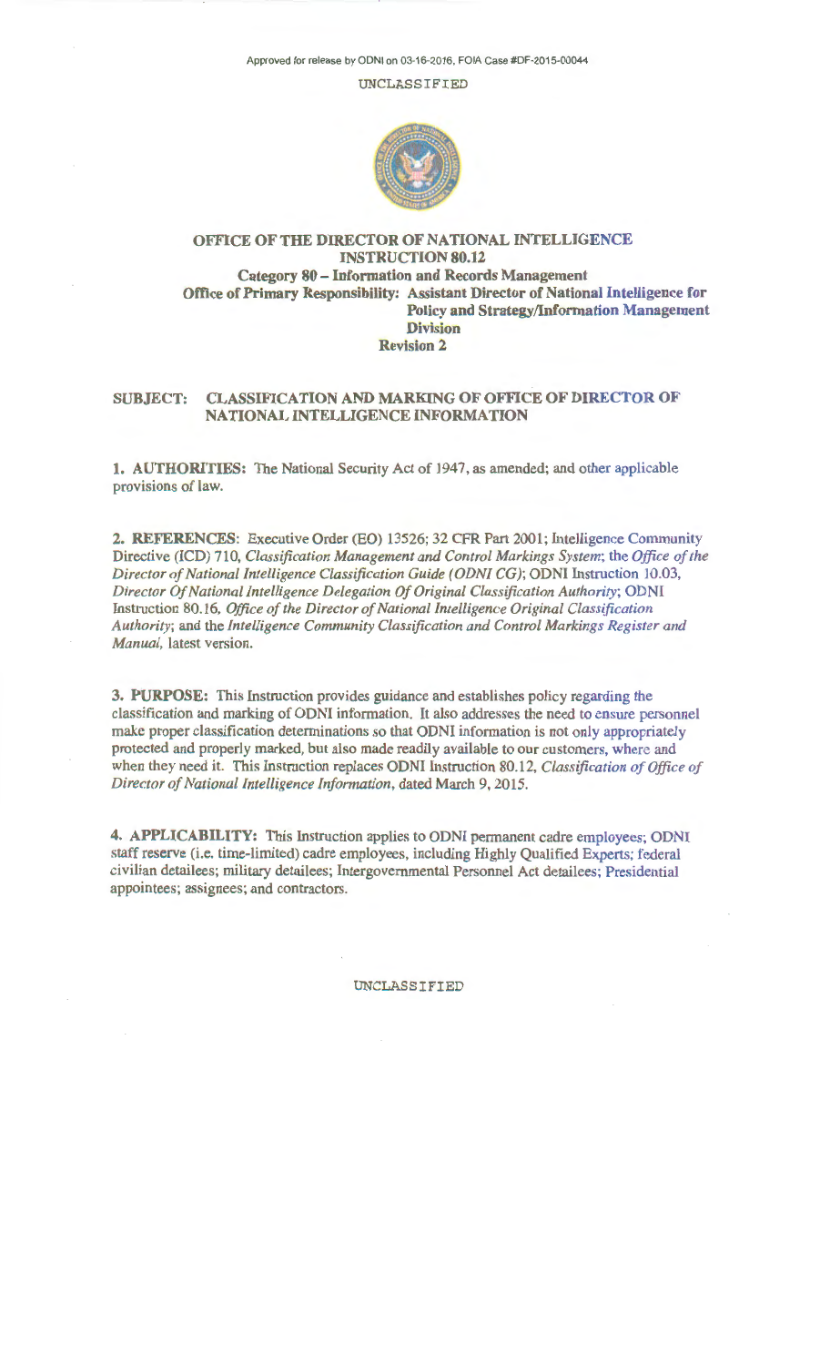Approved for release by ODNI on 03-16-2016, FOIA Case #DF-2015-00044

UNCLASSIFIED

# OFFICE OF THE DIRECTOR OF NATIONAL INTELLIGENCE INSTRUCTION 80.12

**Category 80 – Information and Records Management**

**Office of Primary Responsibility: Assistant Director of National Intelligence for Policy and Strategy/Information Management Division**

**Revision 2**

**SUBJECT: CLASSIFICATION AND MARKING OF OFFICE OF DIRECTOR OF NATIONAL INTELLIGENCE INFORMATION**

**1. AUTHORITIES:** The National Security Act of 1947, as amended; and other applicable provisions of law.

**2. REFERENCES**: Executive Order (EO) 13526; 32 CFR Part 2001; Intelligence Community Directive (ICD) 710, *Classification Management and Control Markings System*; the *Office of the Director of National Intelligence Classification Guide (ODNI CG)*; ODNI Instruction 10.03, *Director Of National Intelligence Delegation Of Original Classification Authority*; ODNI Instruction 80.16, *Office of the Director of National Intelligence Original Classification Authority*; and the *Intelligence Community Classification and Control Markings Register and Manual*, latest version.

**3. PURPOSE:** This Instruction provides guidance and establishes policy regarding the classification and marking of ODNI information. It also addresses the need to ensure personnel make proper classification determinations so that ODNI information is not only appropriately protected and properly marked, but also made readily available to our customers, where and when they need it. This Instruction replaces ODNI Instruction 80.12, *Classification of Office of Director of National Intelligence Information*, dated March 9, 2015.

**4. APPLICABILITY:** This Instruction applies to ODNI permanent cadre employees; ODNI staff reserve (i.e. time-limited) cadre employees, including Highly Qualified Experts; federal civilian detailees; military detailees; Intergovernmental Personnel Act detailees; Presidential appointees; assignees; and contractors.

UNCLASSIFIED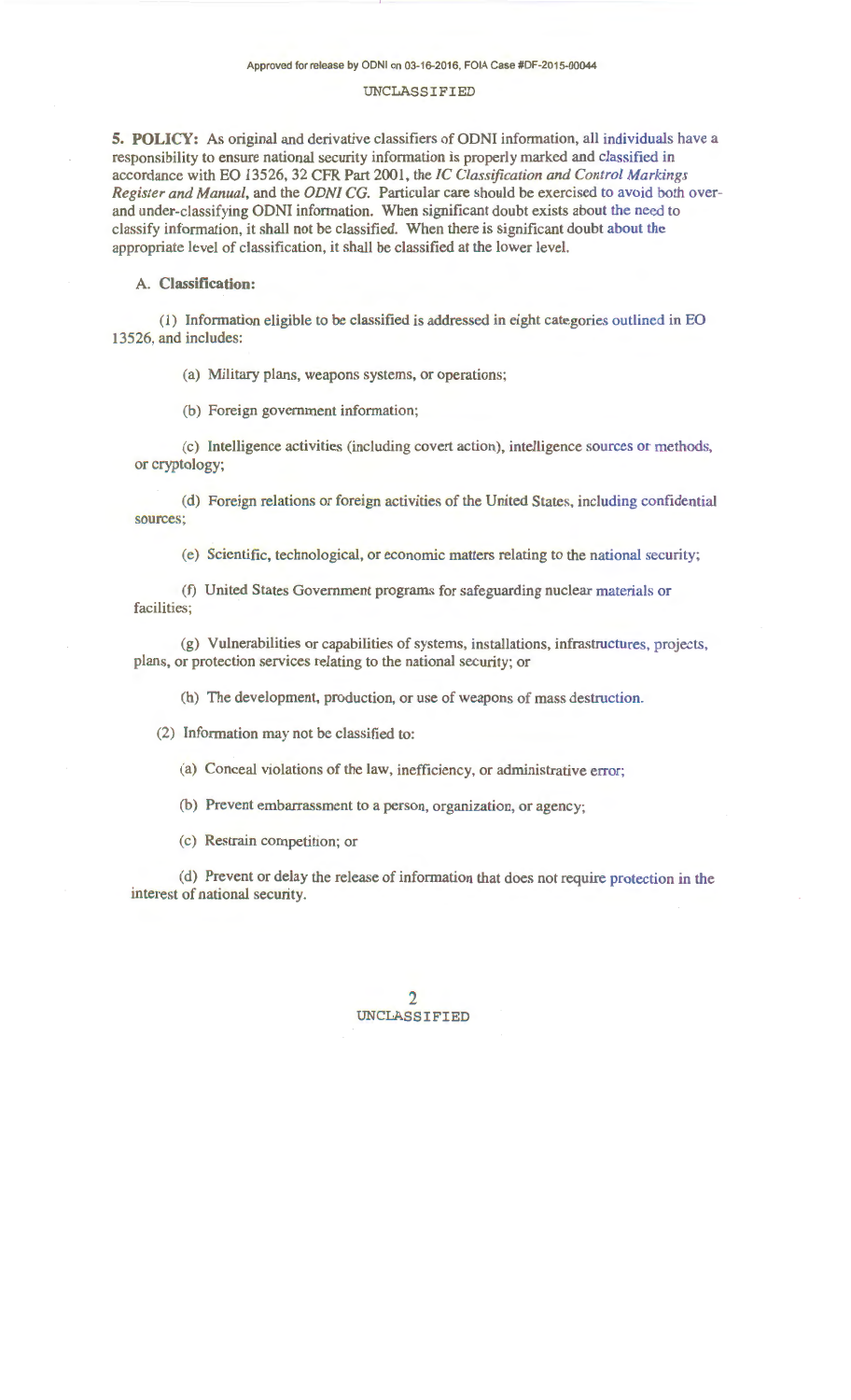**5. POLICY:** As original and derivative classifiers of ODNI information, all individuals have a responsibility to ensure national security information is properly marked and classified in accordance with EO 13526, 32 CFR Part 2001, the *IC Classification and Control Markings Register and Manual*, and the *ODNI CG*. Particular care should be exercised to avoid both over- and under-classifying ODNI information. When significant doubt exists about the need to classify information, it shall not be classified. When there is significant doubt about the appropriate level of classification, it shall be classified at the lower level.

**A. Classification:**

(1) Information eligible to be classified is addressed in eight categories outlined in EO 13526, and includes:

(a) Military plans, weapons systems, or operations;

(b) Foreign government information;

(c) Intelligence activities (including covert action), intelligence sources or methods, or cryptology;

(d) Foreign relations or foreign activities of the United States, including confidential sources;

(e) Scientific, technological, or economic matters relating to the national security;

(f) United States Government programs for safeguarding nuclear materials or facilities;

(g) Vulnerabilities or capabilities of systems, installations, infrastructures, projects, plans, or protection services relating to the national security; or

(h) The development, production, or use of weapons of mass destruction.

(2) Information may not be classified to:

(a) Conceal violations of the law, inefficiency, or administrative error;

(b) Prevent embarrassment to a person, organization, or agency;

(c) Restrain competition; or

(d) Prevent or delay the release of information that does not require protection in the interest of national security.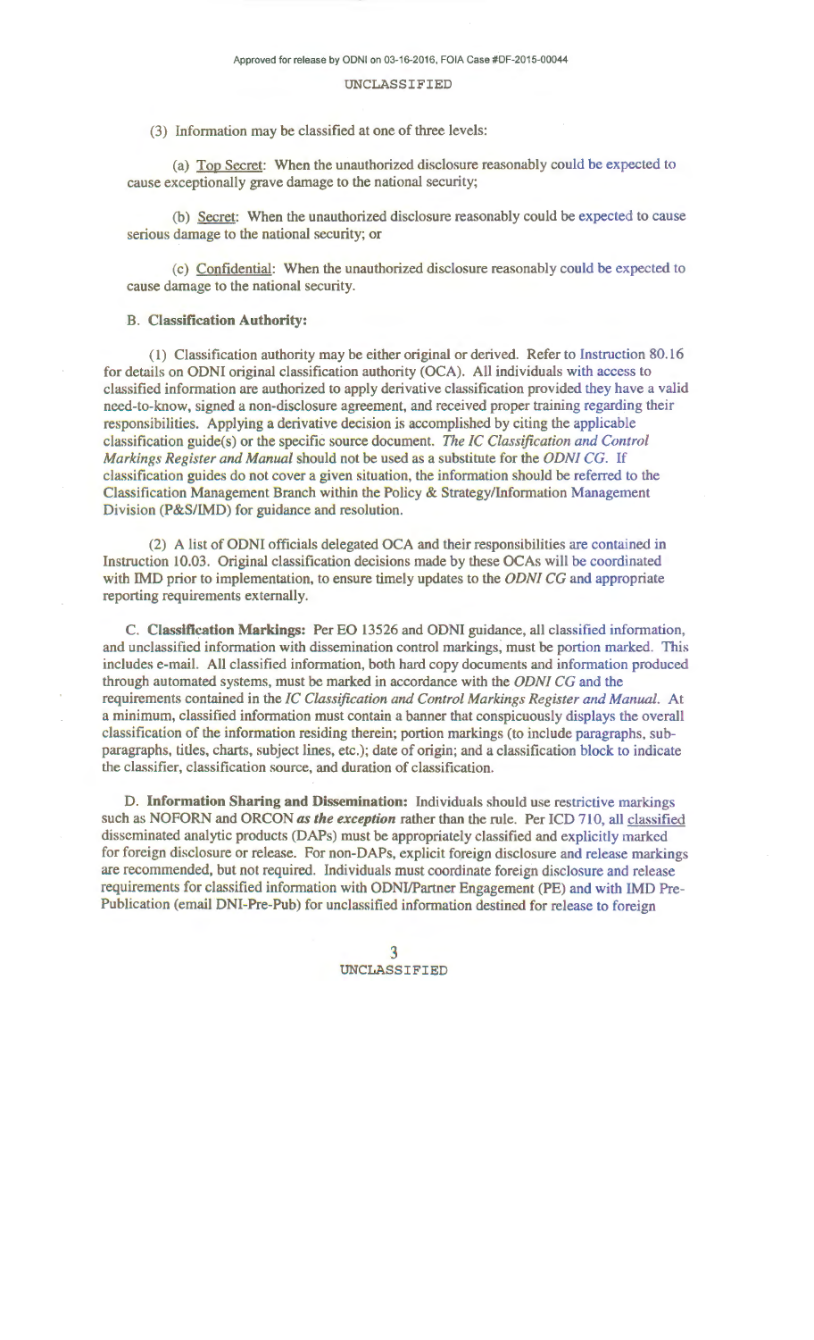(3) Information may be classified at one of three levels:

(a) Top Secret: When the unauthorized disclosure reasonably could be expected to cause exceptionally grave damage to the national security;

(b) Secret: When the unauthorized disclosure reasonably could be expected to cause serious damage to the national security; or

(c) Confidential: When the unauthorized disclosure reasonably could be expected to cause damage to the national security.

B. **Classification Authority:**

(1) Classification authority may be either original or derived. Refer to Instruction 80.16 for details on ODNI original classification authority (OCA). All individuals with access to classified information are authorized to apply derivative classification provided they have a valid need-to-know, signed a non-disclosure agreement, and received proper training regarding their responsibilities. Applying a derivative decision is accomplished by citing the applicable classification guide(s) or the specific source document. *The IC Classification and Control Markings Register and Manual* should not be used as a substitute for the *ODNI CG*. If classification guides do not cover a given situation, the information should be referred to the Classification Management Branch within the Policy & Strategy/Information Management Division (P&S/IMD) for guidance and resolution.

(2) A list of ODNI officials delegated OCA and their responsibilities are contained in Instruction 10.03. Original classification decisions made by these OCAs will be coordinated with IMD prior to implementation, to ensure timely updates to the *ODNI CG* and appropriate reporting requirements externally.

C. **Classification Markings:** Per EO 13526 and ODNI guidance, all classified information, and unclassified information with dissemination control markings, must be portion marked. This includes e-mail. All classified information, both hard copy documents and information produced through automated systems, must be marked in accordance with the *ODNI CG* and the requirements contained in the *IC Classification and Control Markings Register and Manual*. At a minimum, classified information must contain a banner that conspicuously displays the overall classification of the information residing therein; portion markings (to include paragraphs, sub-paragraphs, titles, charts, subject lines, etc.); date of origin; and a classification block to indicate the classifier, classification source, and duration of classification.

D. **Information Sharing and Dissemination:** Individuals should use restrictive markings such as NOFORN and ORCON ***as the exception*** rather than the rule. Per ICD 710, all classified disseminated analytic products (DAPs) must be appropriately classified and explicitly marked for foreign disclosure or release. For non-DAPs, explicit foreign disclosure and release markings are recommended, but not required. Individuals must coordinate foreign disclosure and release requirements for classified information with ODNI/Partner Engagement (PE) and with IMD Pre-Publication (email DNI-Pre-Pub) for unclassified information destined for release to foreign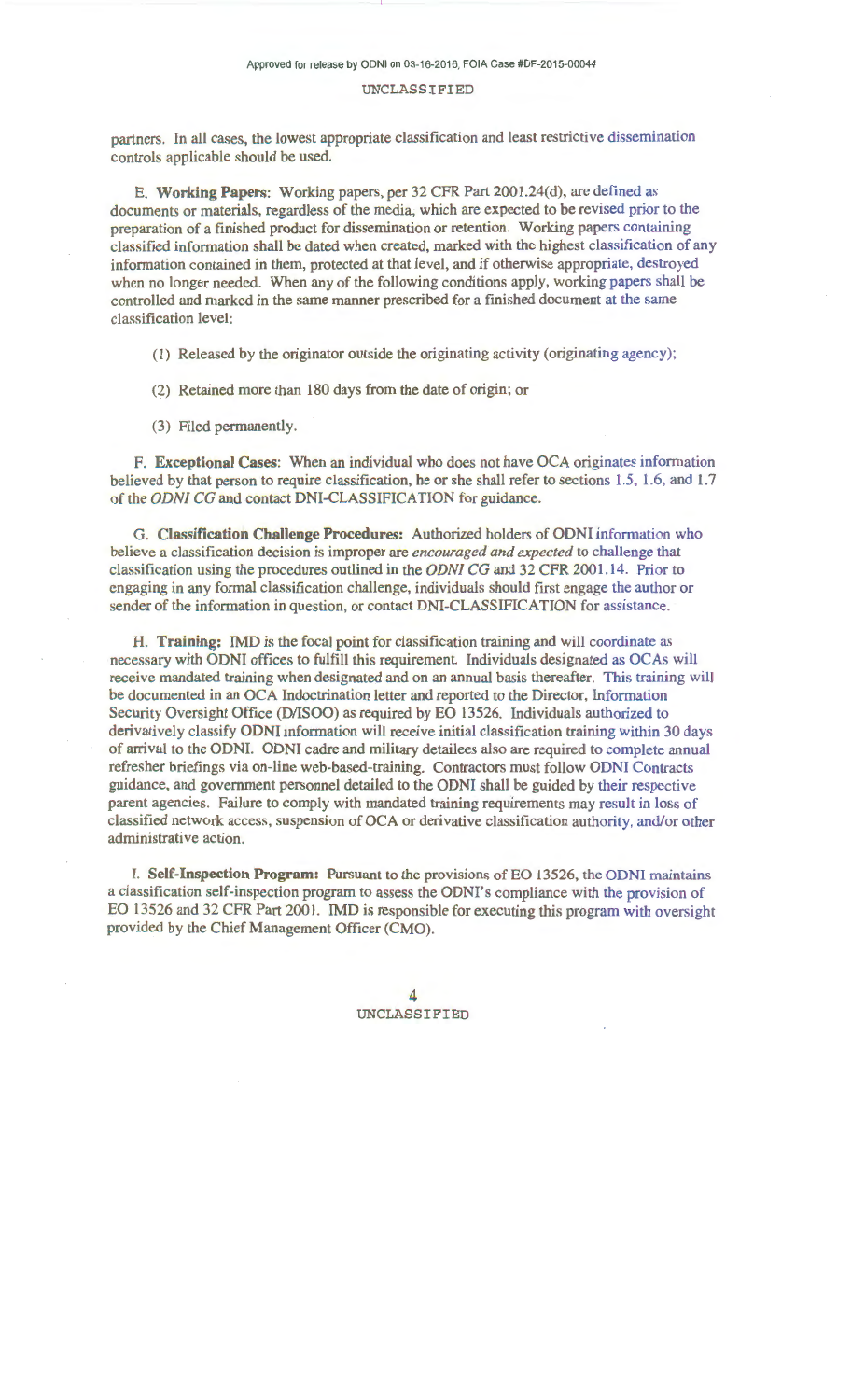partners. In all cases, the lowest appropriate classification and least restrictive dissemination controls applicable should be used.

E. **Working Papers**: Working papers, per 32 CFR Part 2001.24(d), are defined as documents or materials, regardless of the media, which are expected to be revised prior to the preparation of a finished product for dissemination or retention. Working papers containing classified information shall be dated when created, marked with the highest classification of any information contained in them, protected at that level, and if otherwise appropriate, destroyed when no longer needed. When any of the following conditions apply, working papers shall be controlled and marked in the same manner prescribed for a finished document at the same classification level:

(1) Released by the originator outside the originating activity (originating agency);

(2) Retained more than 180 days from the date of origin; or

(3) Filed permanently.

F. **Exceptional Cases**: When an individual who does not have OCA originates information believed by that person to require classification, he or she shall refer to sections 1.5, 1.6, and 1.7 of the *ODNI CG* and contact DNI-CLASSIFICATION for guidance.

G. **Classification Challenge Procedures:** Authorized holders of ODNI information who believe a classification decision is improper are *encouraged and expected* to challenge that classification using the procedures outlined in the *ODNI CG* and 32 CFR 2001.14. Prior to engaging in any formal classification challenge, individuals should first engage the author or sender of the information in question, or contact DNI-CLASSIFICATION for assistance.

H. **Training:** IMD is the focal point for classification training and will coordinate as necessary with ODNI offices to fulfill this requirement. Individuals designated as OCAs will receive mandated training when designated and on an annual basis thereafter. This training will be documented in an OCA Indoctrination letter and reported to the Director, Information Security Oversight Office (D/ISOO) as required by EO 13526. Individuals authorized to derivatively classify ODNI information will receive initial classification training within 30 days of arrival to the ODNI. ODNI cadre and military detailees also are required to complete annual refresher briefings via on-line web-based-training. Contractors must follow ODNI Contracts guidance, and government personnel detailed to the ODNI shall be guided by their respective parent agencies. Failure to comply with mandated training requirements may result in loss of classified network access, suspension of OCA or derivative classification authority, and/or other administrative action.

I. **Self-Inspection Program:** Pursuant to the provisions of EO 13526, the ODNI maintains a classification self-inspection program to assess the ODNI's compliance with the provision of EO 13526 and 32 CFR Part 2001. IMD is responsible for executing this program with oversight provided by the Chief Management Officer (CMO).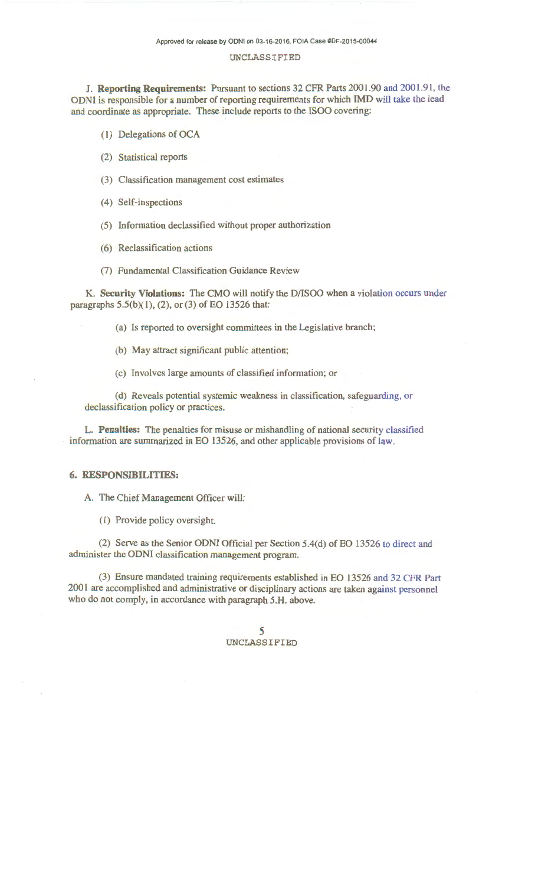**J. Reporting Requirements:** Pursuant to sections 32 CFR Parts 2001.90 and 2001.91, the ODNI is responsible for a number of reporting requirements for which IMD will take the lead and coordinate as appropriate. These include reports to the ISOO covering:

(1) Delegations of OCA

(2) Statistical reports

(3) Classification management cost estimates

(4) Self-inspections

(5) Information declassified without proper authorization

(6) Reclassification actions

(7) Fundamental Classification Guidance Review

**K. Security Violations:** The CMO will notify the D/ISOO when a violation occurs under paragraphs 5.5(b)(1), (2), or (3) of EO 13526 that:

(a) Is reported to oversight committees in the Legislative branch;

(b) May attract significant public attention;

(c) Involves large amounts of classified information; or

(d) Reveals potential systemic weakness in classification, safeguarding, or declassification policy or practices.

**L. Penalties:** The penalties for misuse or mishandling of national security classified information are summarized in EO 13526, and other applicable provisions of law.

## 6. RESPONSIBILITIES:

A. The Chief Management Officer will:

(1) Provide policy oversight.

(2) Serve as the Senior ODNI Official per Section 5.4(d) of EO 13526 to direct and administer the ODNI classification management program.

(3) Ensure mandated training requirements established in EO 13526 and 32 CFR Part 2001 are accomplished and administrative or disciplinary actions are taken against personnel who do not comply, in accordance with paragraph 5.H. above.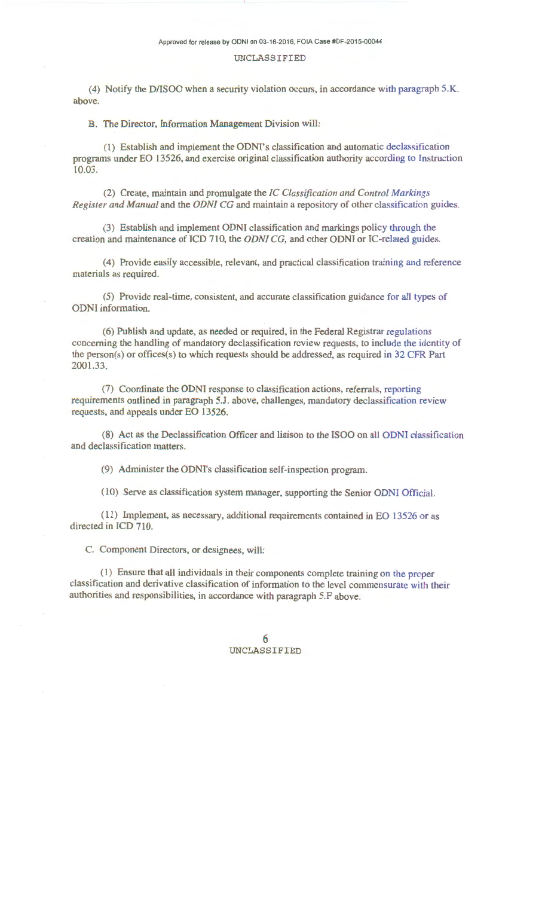(4) Notify the D/ISOO when a security violation occurs, in accordance with paragraph 5.K. above.

B. The Director, Information Management Division will:

(1) Establish and implement the ODNI's classification and automatic declassification programs under EO 13526, and exercise original classification authority according to Instruction 10.03.

(2) Create, maintain and promulgate the *IC Classification and Control Markings Register and Manual* and the *ODNI CG* and maintain a repository of other classification guides.

(3) Establish and implement ODNI classification and markings policy through the creation and maintenance of ICD 710, the *ODNI CG,* and other ODNI or IC-related guides.

(4) Provide easily accessible, relevant, and practical classification training and reference materials as required.

(5) Provide real-time, consistent, and accurate classification guidance for all types of ODNI information.

(6) Publish and update, as needed or required, in the Federal Registrar regulations concerning the handling of mandatory declassification review requests, to include the identity of the person(s) or offices(s) to which requests should be addressed, as required in 32 CFR Part 2001.33.

(7) Coordinate the ODNI response to classification actions, referrals, reporting requirements outlined in paragraph 5.J. above, challenges, mandatory declassification review requests, and appeals under EO 13526.

(8) Act as the Declassification Officer and liaison to the ISOO on all ODNI classification and declassification matters.

(9) Administer the ODNI's classification self-inspection program.

(10) Serve as classification system manager, supporting the Senior ODNI Official.

(11) Implement, as necessary, additional requirements contained in EO 13526 or as directed in ICD 710.

C. Component Directors, or designees, will:

(1) Ensure that all individuals in their components complete training on the proper classification and derivative classification of information to the level commensurate with their authorities and responsibilities, in accordance with paragraph 5.F above.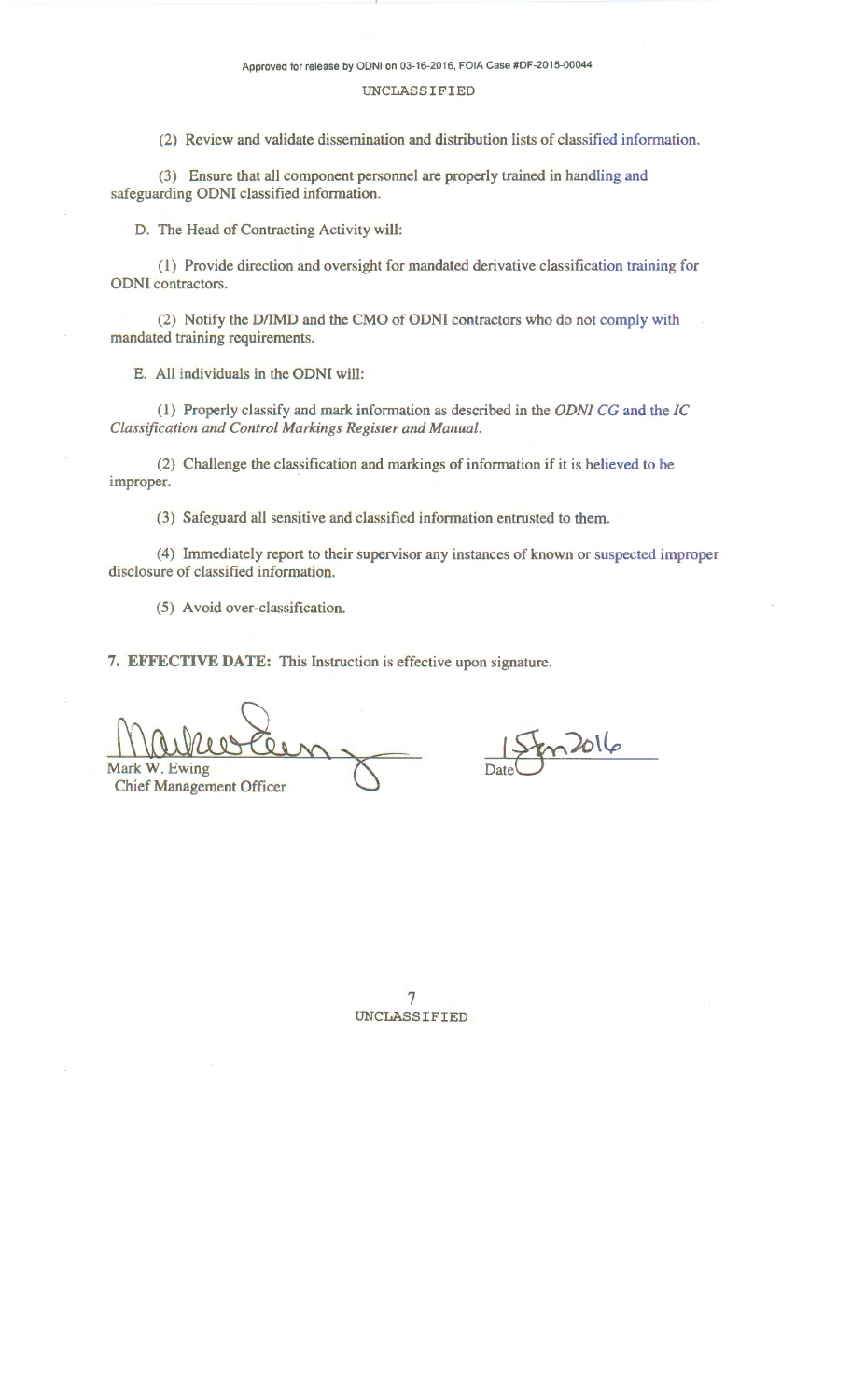(2) Review and validate dissemination and distribution lists of classified information.

(3) Ensure that all component personnel are properly trained in handling and safeguarding ODNI classified information.

D. The Head of Contracting Activity will:

(1) Provide direction and oversight for mandated derivative classification training for ODNI contractors.

(2) Notify the D/IMD and the CMO of ODNI contractors who do not comply with mandated training requirements.

E. All individuals in the ODNI will:

(1) Properly classify and mark information as described in the *ODNI CG* and the *IC Classification and Control Markings Register and Manual*.

(2) Challenge the classification and markings of information if it is believed to be improper.

(3) Safeguard all sensitive and classified information entrusted to them.

(4) Immediately report to their supervisor any instances of known or suspected improper disclosure of classified information.

(5) Avoid over-classification.

**7. EFFECTIVE DATE:** This Instruction is effective upon signature.

Mark W. Ewing
Chief Management Officer

15 Jan 2016
Date